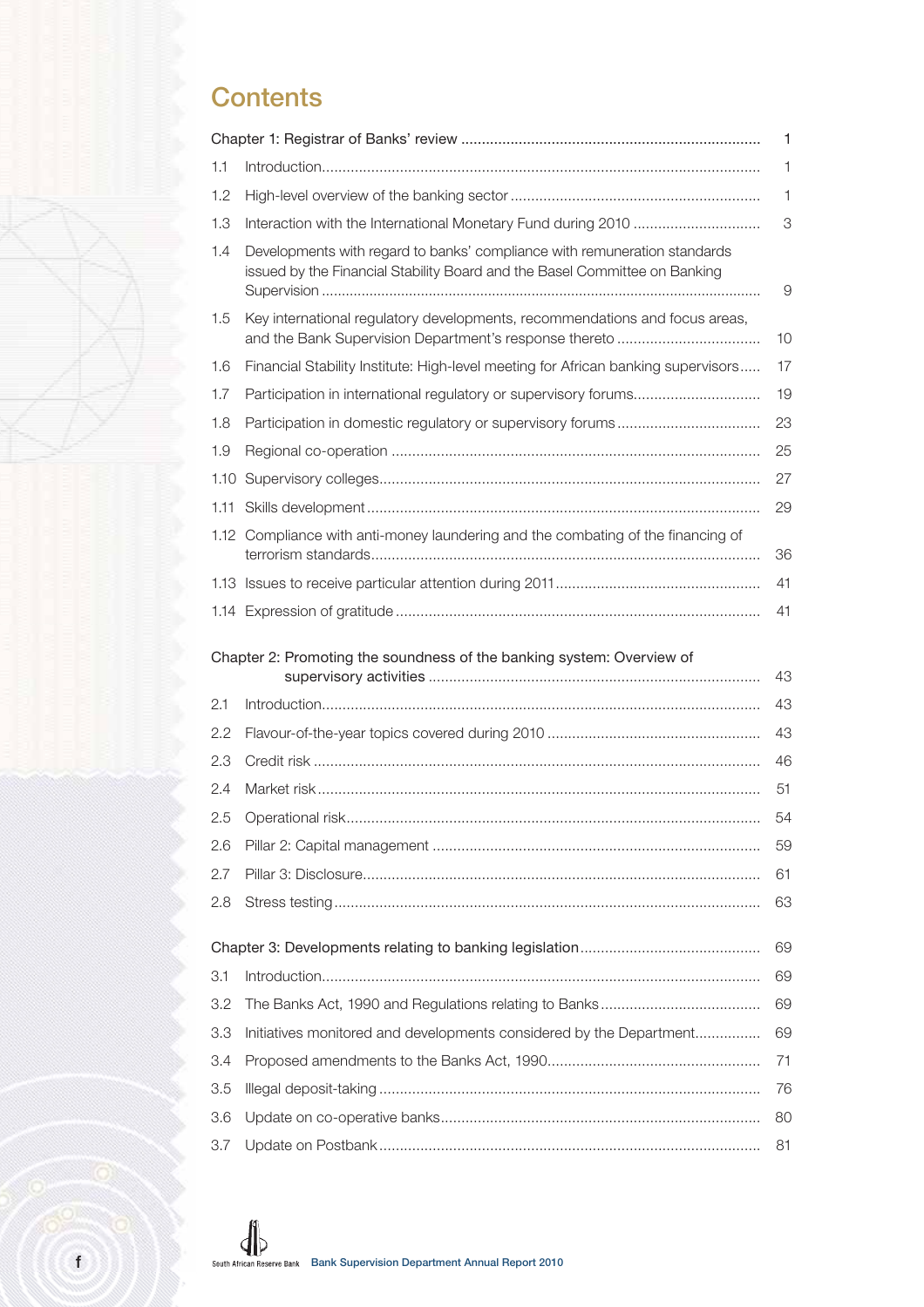# Contents

| | | |
|---|---|---|
| Chapter 1: Registrar of Banks' review | | 1 |
| 1.1 | Introduction | 1 |
| 1.2 | High-level overview of the banking sector | 1 |
| 1.3 | Interaction with the International Monetary Fund during 2010 | 3 |
| 1.4 | Developments with regard to banks' compliance with remuneration standards issued by the Financial Stability Board and the Basel Committee on Banking Supervision | 9 |
| 1.5 | Key international regulatory developments, recommendations and focus areas, and the Bank Supervision Department's response thereto | 10 |
| 1.6 | Financial Stability Institute: High-level meeting for African banking supervisors | 17 |
| 1.7 | Participation in international regulatory or supervisory forums | 19 |
| 1.8 | Participation in domestic regulatory or supervisory forums | 23 |
| 1.9 | Regional co-operation | 25 |
| 1.10 | Supervisory colleges | 27 |
| 1.11 | Skills development | 29 |
| 1.12 | Compliance with anti-money laundering and the combating of the financing of terrorism standards | 36 |
| 1.13 | Issues to receive particular attention during 2011 | 41 |
| 1.14 | Expression of gratitude | 41 |
| Chapter 2: Promoting the soundness of the banking system: Overview of supervisory activities | | 43 |
| 2.1 | Introduction | 43 |
| 2.2 | Flavour-of-the-year topics covered during 2010 | 43 |
| 2.3 | Credit risk | 46 |
| 2.4 | Market risk | 51 |
| 2.5 | Operational risk | 54 |
| 2.6 | Pillar 2: Capital management | 59 |
| 2.7 | Pillar 3: Disclosure | 61 |
| 2.8 | Stress testing | 63 |
| Chapter 3: Developments relating to banking legislation | | 69 |
| 3.1 | Introduction | 69 |
| 3.2 | The Banks Act, 1990 and Regulations relating to Banks | 69 |
| 3.3 | Initiatives monitored and developments considered by the Department | 69 |
| 3.4 | Proposed amendments to the Banks Act, 1990 | 71 |
| 3.5 | Illegal deposit-taking | 76 |
| 3.6 | Update on co-operative banks | 80 |
| 3.7 | Update on Postbank | 81 |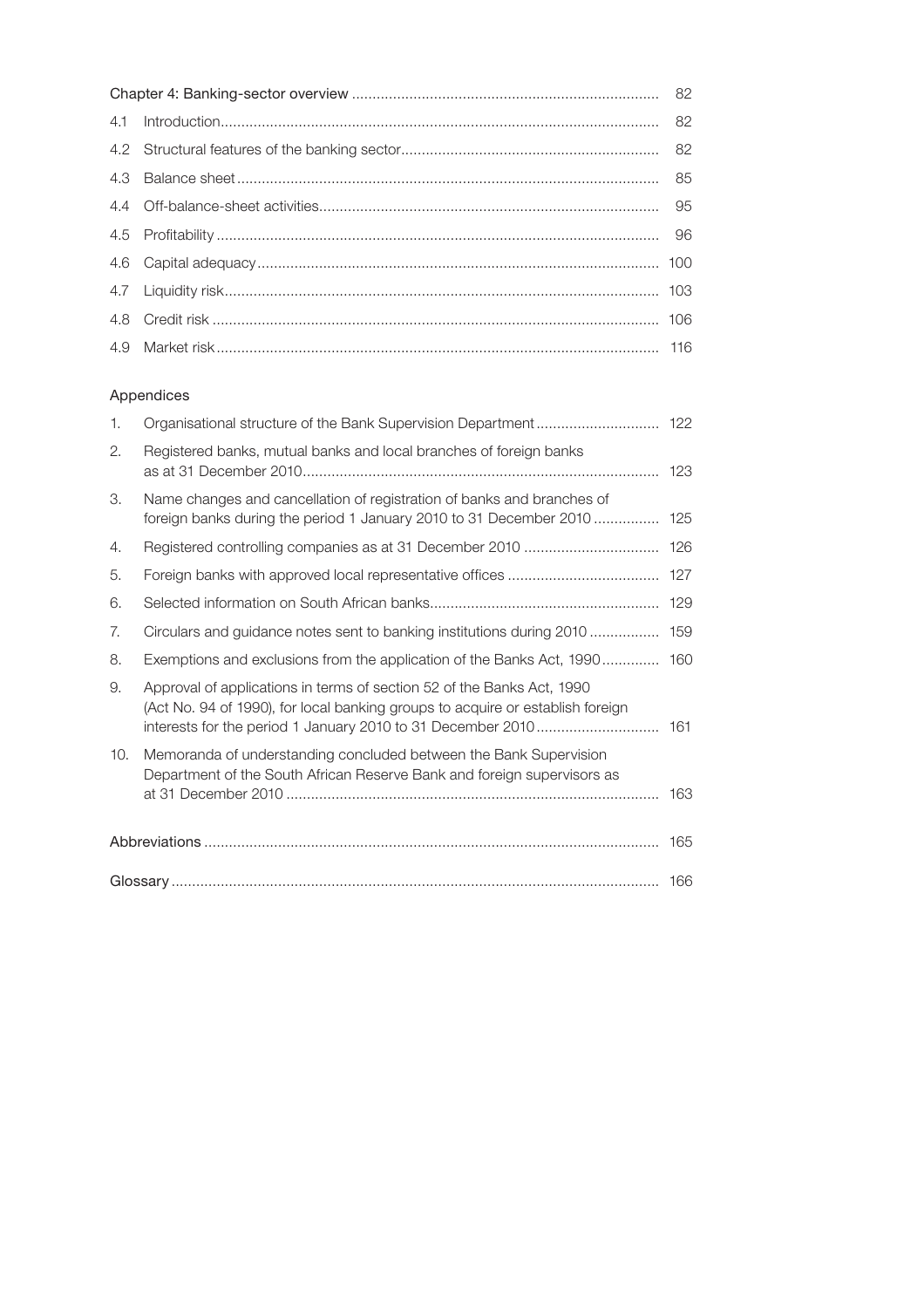| | | |
|---|---|---|
| Chapter 4: Banking-sector overview | | 82 |
| 4.1 | Introduction | 82 |
| 4.2 | Structural features of the banking sector | 82 |
| 4.3 | Balance sheet | 85 |
| 4.4 | Off-balance-sheet activities | 95 |
| 4.5 | Profitability | 96 |
| 4.6 | Capital adequacy | 100 |
| 4.7 | Liquidity risk | 103 |
| 4.8 | Credit risk | 106 |
| 4.9 | Market risk | 116 |

Appendices

| | | |
|---|---|---|
| 1. | Organisational structure of the Bank Supervision Department | 122 |
| 2. | Registered banks, mutual banks and local branches of foreign banks as at 31 December 2010 | 123 |
| 3. | Name changes and cancellation of registration of banks and branches of foreign banks during the period 1 January 2010 to 31 December 2010 | 125 |
| 4. | Registered controlling companies as at 31 December 2010 | 126 |
| 5. | Foreign banks with approved local representative offices | 127 |
| 6. | Selected information on South African banks | 129 |
| 7. | Circulars and guidance notes sent to banking institutions during 2010 | 159 |
| 8. | Exemptions and exclusions from the application of the Banks Act, 1990 | 160 |
| 9. | Approval of applications in terms of section 52 of the Banks Act, 1990 (Act No. 94 of 1990), for local banking groups to acquire or establish foreign interests for the period 1 January 2010 to 31 December 2010 | 161 |
| 10. | Memoranda of understanding concluded between the Bank Supervision Department of the South African Reserve Bank and foreign supervisors as at 31 December 2010 | 163 |

| | |
|---|---|
| Abbreviations | 165 |
| Glossary | 166 |